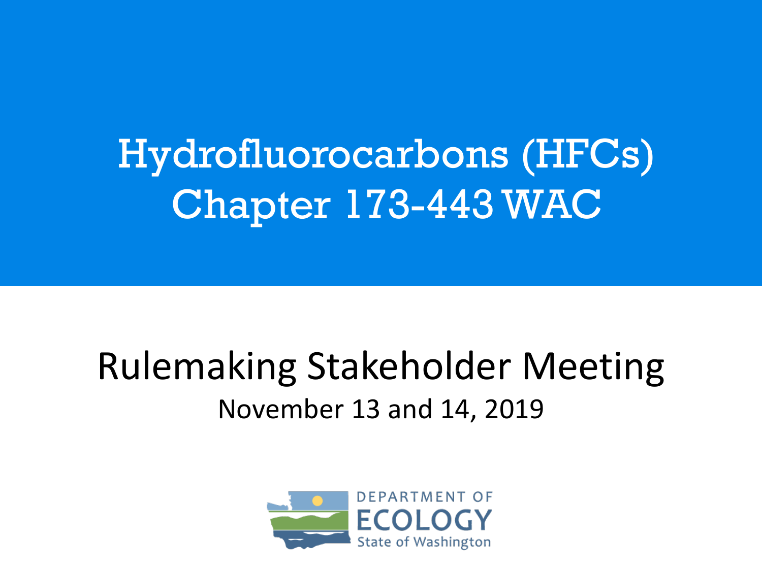# Hydrofluorocarbons (HFCs) Chapter 173-443 WAC

## Rulemaking Stakeholder Meeting

November 13 and 14, 2019

DEPARTMENT OF ECOLOGY
State of Washington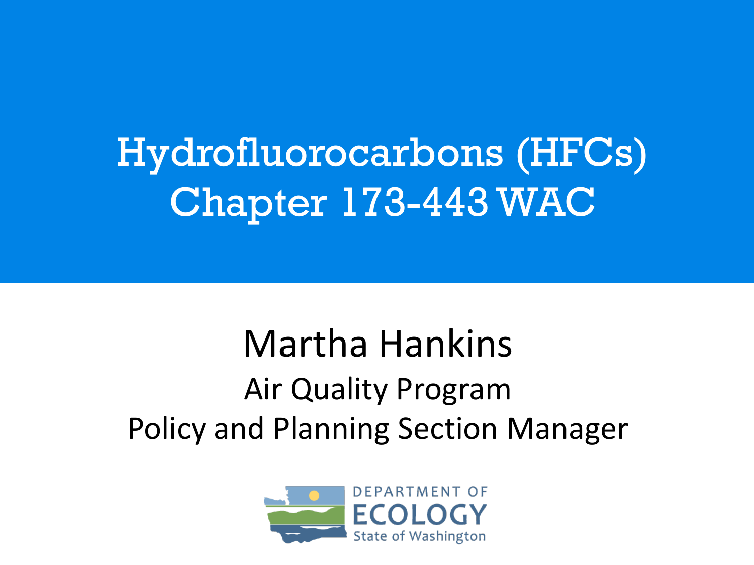# Hydrofluorocarbons (HFCs) Chapter 173-443 WAC

Martha Hankins

Air Quality Program

Policy and Planning Section Manager

DEPARTMENT OF ECOLOGY

State of Washington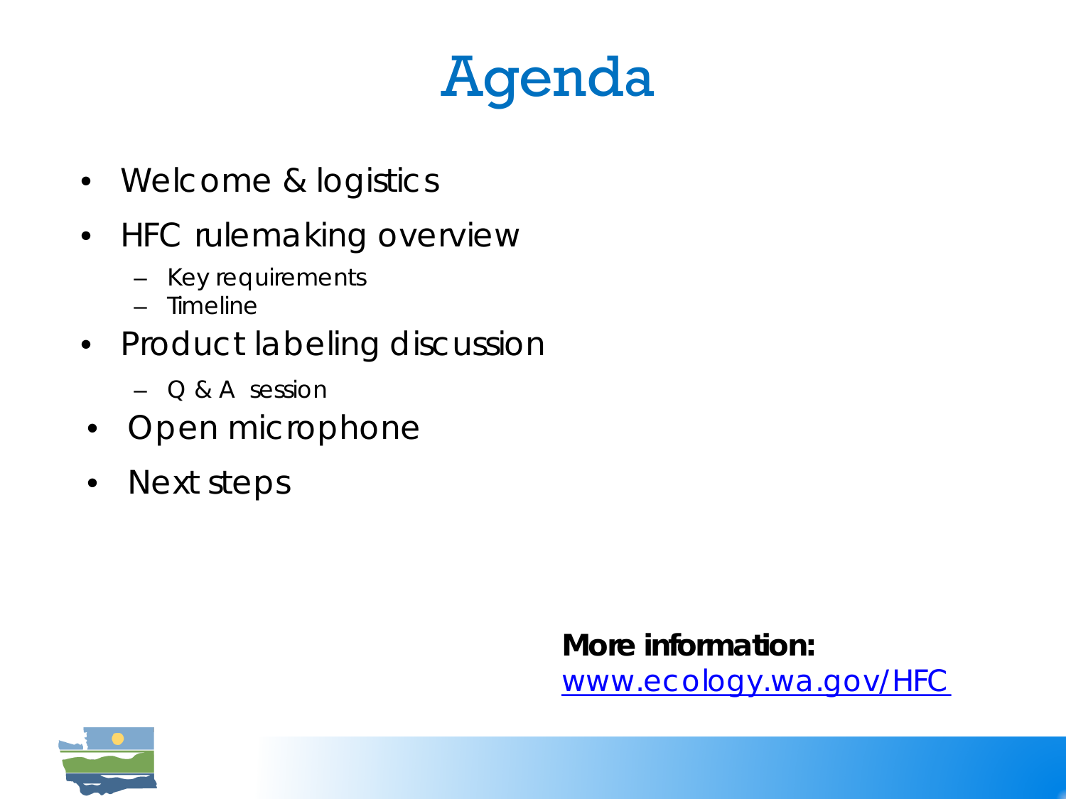# Agenda

- Welcome & logistics
- HFC rulemaking overview
  - Key requirements
  - Timeline
- Product labeling discussion
  - Q & A session
- Open microphone
- Next steps

**More information:**
[www.ecology.wa.gov/HFC](www.ecology.wa.gov/HFC)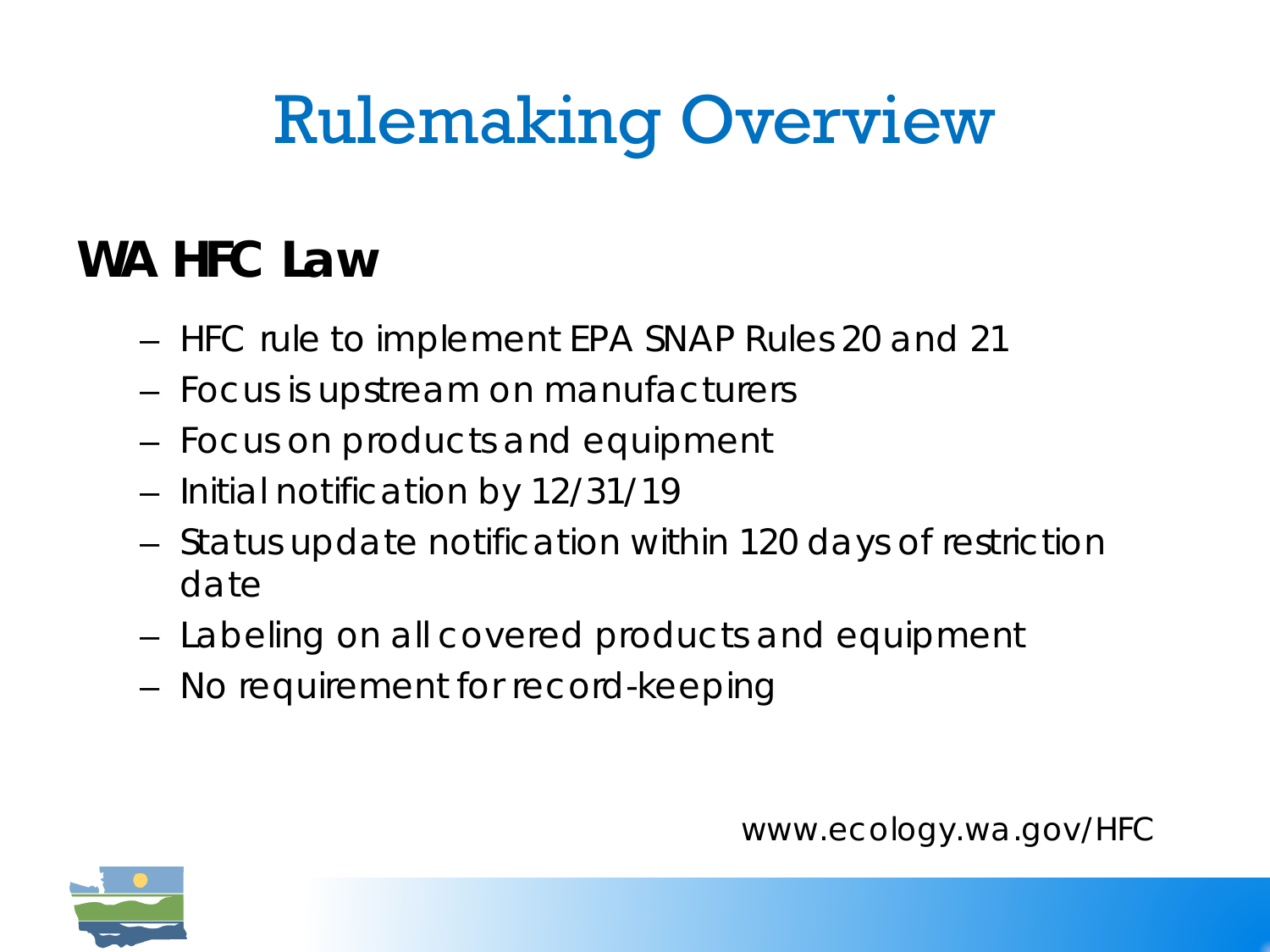# Rulemaking Overview

## WA HFC Law

- HFC rule to implement EPA SNAP Rules 20 and 21
- Focus is upstream on manufacturers
- Focus on products and equipment
- Initial notification by 12/31/19
- Status update notification within 120 days of restriction date
- Labeling on all covered products and equipment
- No requirement for record-keeping

www.ecology.wa.gov/HFC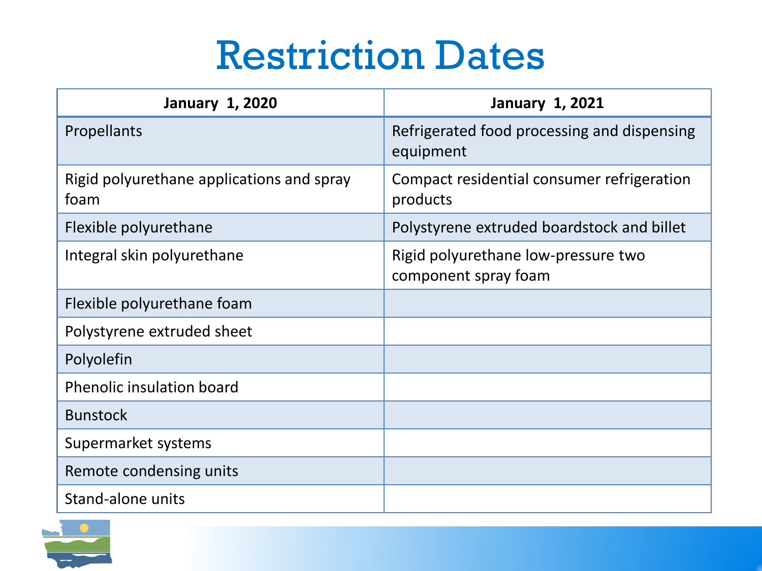# Restriction Dates

| January 1, 2020 | January 1, 2021 |
|---|---|
| Propellants | Refrigerated food processing and dispensing equipment |
| Rigid polyurethane applications and spray foam | Compact residential consumer refrigeration products |
| Flexible polyurethane | Polystyrene extruded boardstock and billet |
| Integral skin polyurethane | Rigid polyurethane low-pressure two component spray foam |
| Flexible polyurethane foam | |
| Polystyrene extruded sheet | |
| Polyolefin | |
| Phenolic insulation board | |
| Bunstock | |
| Supermarket systems | |
| Remote condensing units | |
| Stand-alone units | |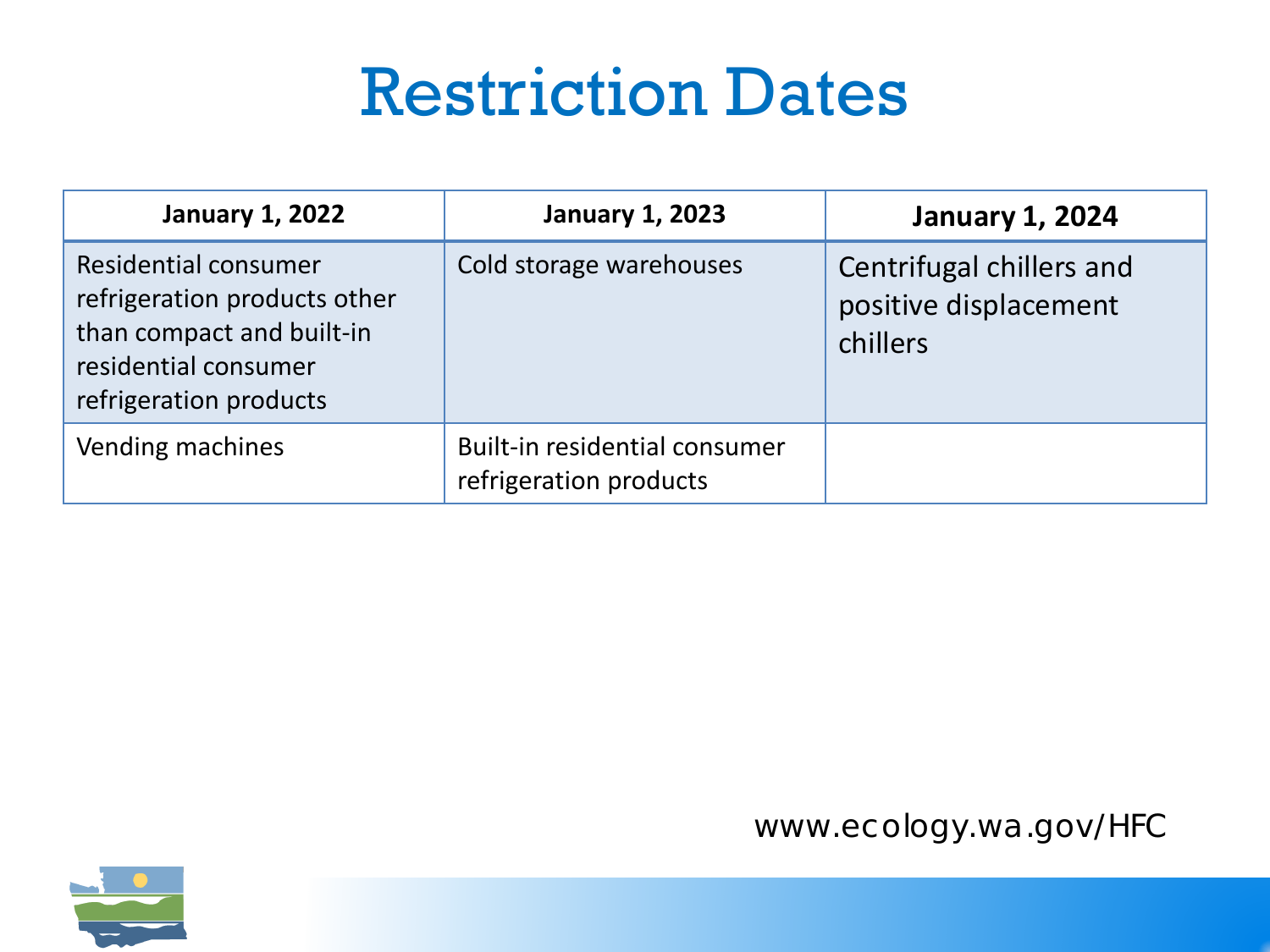# Restriction Dates

| January 1, 2022 | January 1, 2023 | January 1, 2024 |
|---|---|---|
| Residential consumer refrigeration products other than compact and built-in residential consumer refrigeration products | Cold storage warehouses | Centrifugal chillers and positive displacement chillers |
| Vending machines | Built-in residential consumer refrigeration products | |

www.ecology.wa.gov/HFC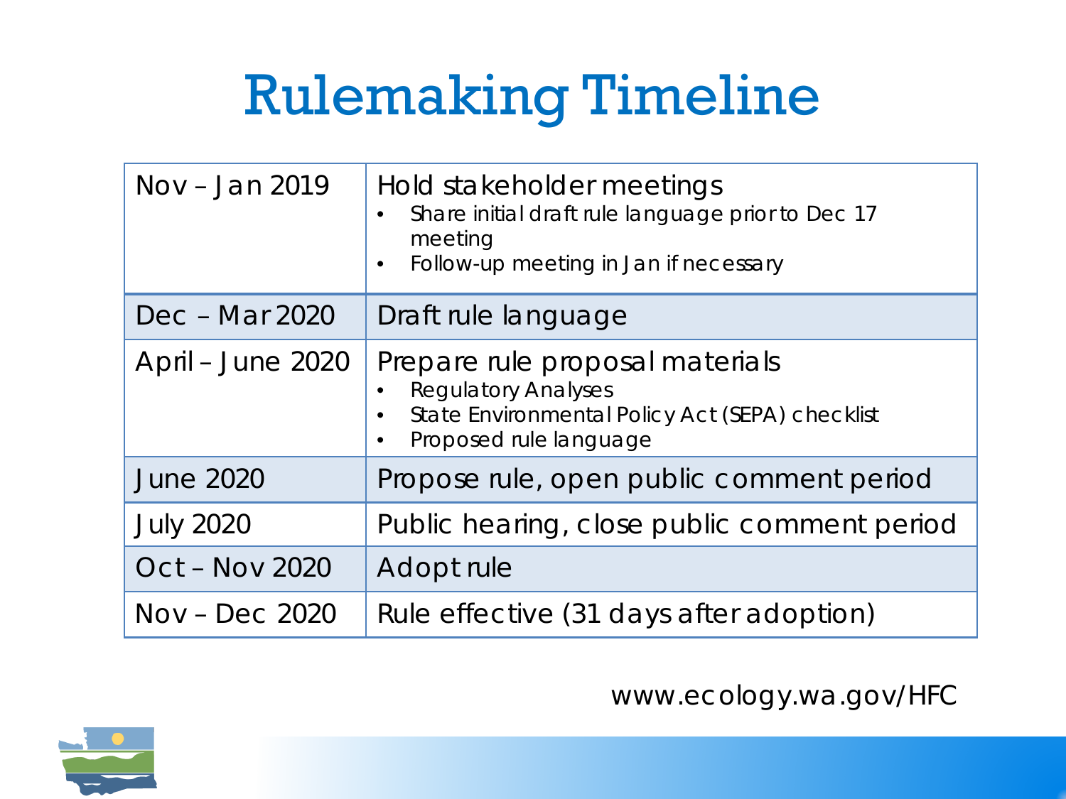# Rulemaking Timeline

| | |
|---|---|
| Nov – Jan 2019 | Hold stakeholder meetings<br>• Share initial draft rule language prior to Dec 17 meeting<br>• Follow-up meeting in Jan if necessary |
| Dec – Mar 2020 | Draft rule language |
| April – June 2020 | Prepare rule proposal materials<br>• Regulatory Analyses<br>• State Environmental Policy Act (SEPA) checklist<br>• Proposed rule language |
| June 2020 | Propose rule, open public comment period |
| July 2020 | Public hearing, close public comment period |
| Oct – Nov 2020 | Adopt rule |
| Nov – Dec 2020 | Rule effective (31 days after adoption) |

www.ecology.wa.gov/HFC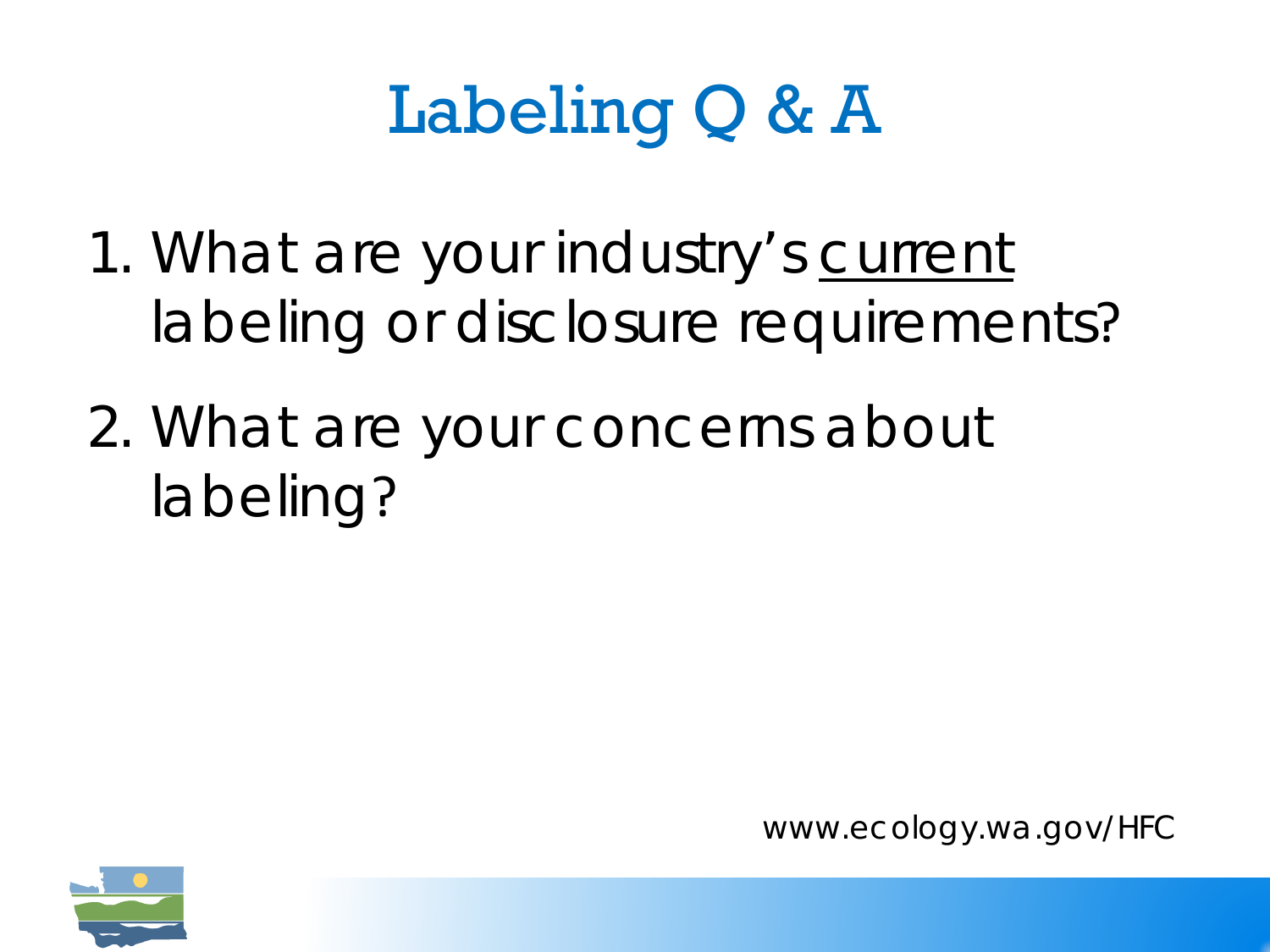# Labeling Q & A

1. What are your industry's <u>current</u> labeling or disclosure requirements?
2. What are your concerns about labeling?

www.ecology.wa.gov/HFC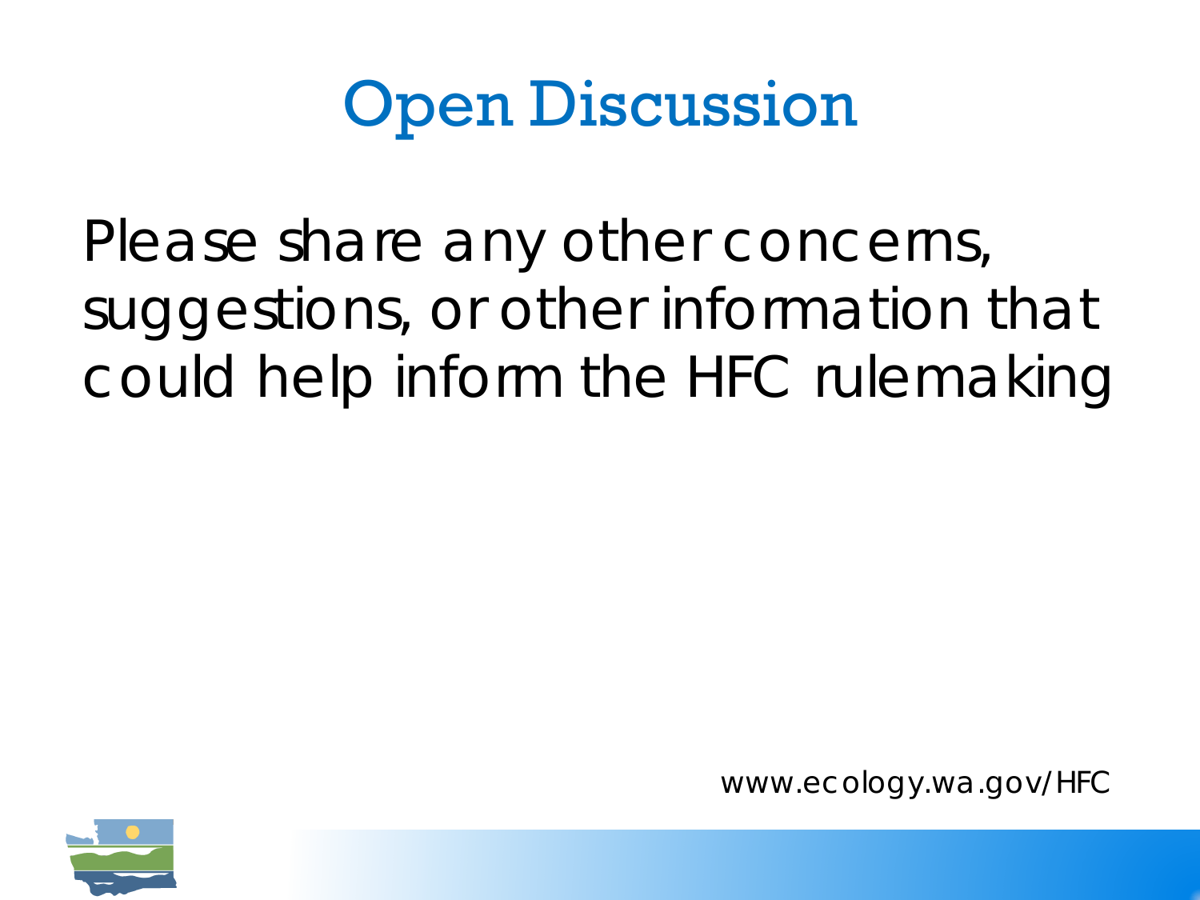# Open Discussion

Please share any other concerns, suggestions, or other information that could help inform the HFC rulemaking

www.ecology.wa.gov/HFC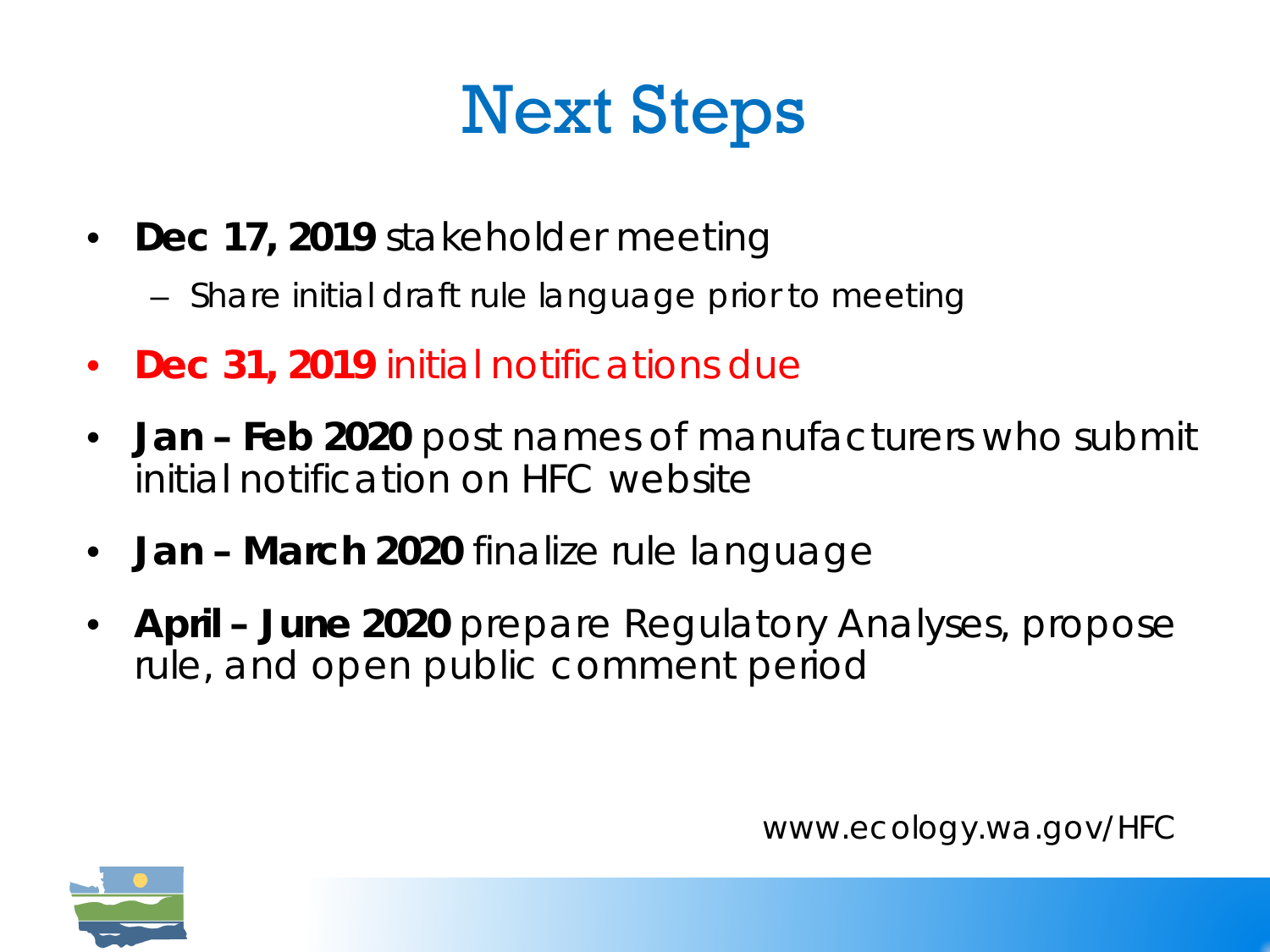# Next Steps

- **Dec 17, 2019** stakeholder meeting
  - Share initial draft rule language prior to meeting
- **Dec 31, 2019** initial notifications due
- **Jan – Feb 2020** post names of manufacturers who submit initial notification on HFC website
- **Jan – March 2020** finalize rule language
- **April – June 2020** prepare Regulatory Analyses, propose rule, and open public comment period

www.ecology.wa.gov/HFC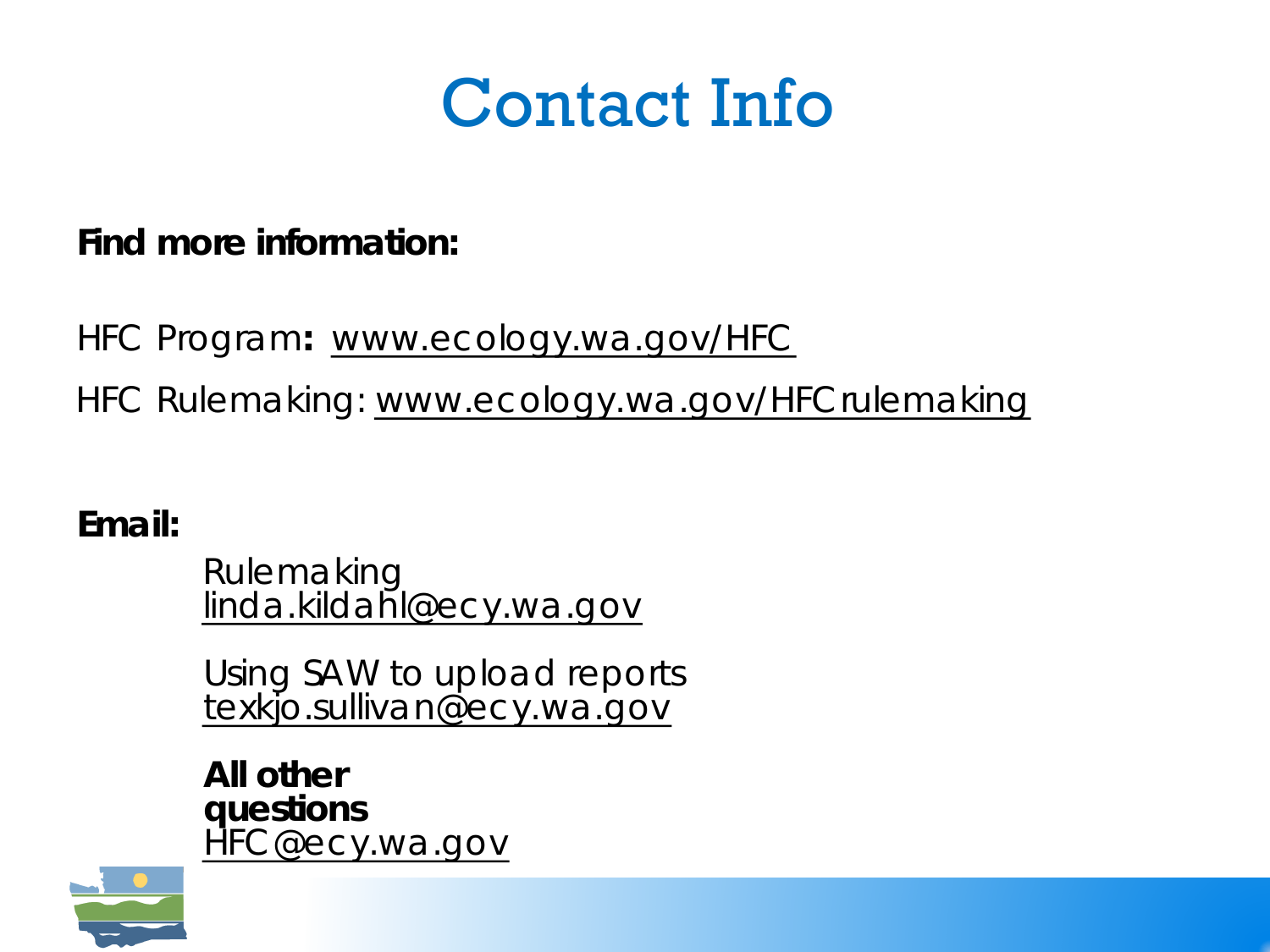# Contact Info

**Find more information:**

HFC Program**:** www.ecology.wa.gov/HFC

HFC Rulemaking: www.ecology.wa.gov/HFCrulemaking

**Email:**

Rulemaking
linda.kildahl@ecy.wa.gov

Using SAW to upload reports
texkjo.sullivan@ecy.wa.gov

**All other questions**
HFC@ecy.wa.gov